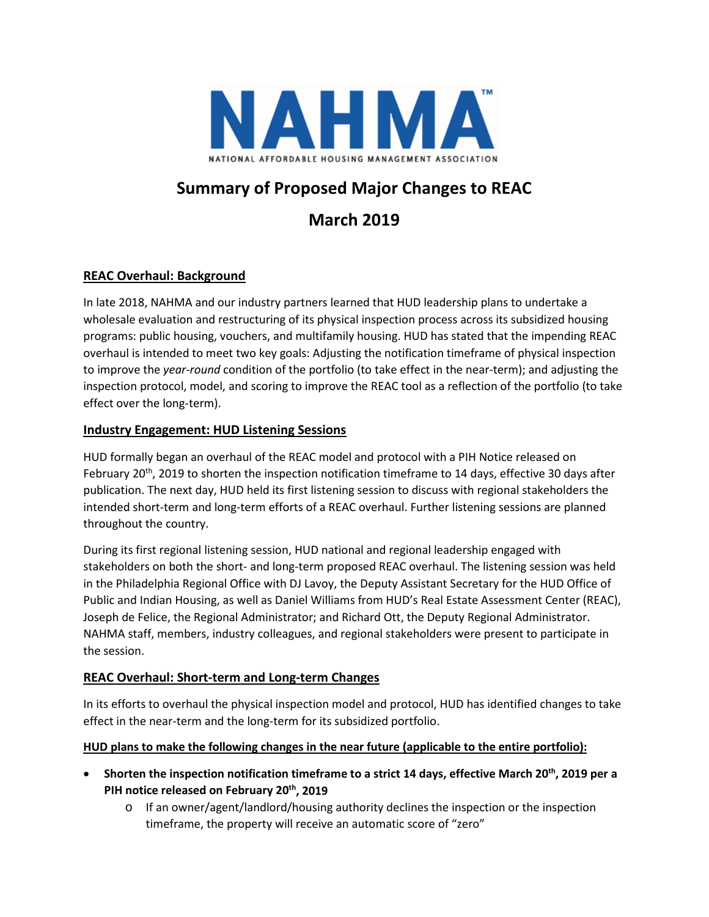NAHMA™

NATIONAL AFFORDABLE HOUSING MANAGEMENT ASSOCIATION

# Summary of Proposed Major Changes to REAC

# March 2019

## REAC Overhaul: Background

In late 2018, NAHMA and our industry partners learned that HUD leadership plans to undertake a wholesale evaluation and restructuring of its physical inspection process across its subsidized housing programs: public housing, vouchers, and multifamily housing. HUD has stated that the impending REAC overhaul is intended to meet two key goals: Adjusting the notification timeframe of physical inspection to improve the *year-round* condition of the portfolio (to take effect in the near-term); and adjusting the inspection protocol, model, and scoring to improve the REAC tool as a reflection of the portfolio (to take effect over the long-term).

## Industry Engagement: HUD Listening Sessions

HUD formally began an overhaul of the REAC model and protocol with a PIH Notice released on February 20th, 2019 to shorten the inspection notification timeframe to 14 days, effective 30 days after publication. The next day, HUD held its first listening session to discuss with regional stakeholders the intended short-term and long-term efforts of a REAC overhaul. Further listening sessions are planned throughout the country.

During its first regional listening session, HUD national and regional leadership engaged with stakeholders on both the short- and long-term proposed REAC overhaul. The listening session was held in the Philadelphia Regional Office with DJ Lavoy, the Deputy Assistant Secretary for the HUD Office of Public and Indian Housing, as well as Daniel Williams from HUD's Real Estate Assessment Center (REAC), Joseph de Felice, the Regional Administrator; and Richard Ott, the Deputy Regional Administrator. NAHMA staff, members, industry colleagues, and regional stakeholders were present to participate in the session.

## REAC Overhaul: Short-term and Long-term Changes

In its efforts to overhaul the physical inspection model and protocol, HUD has identified changes to take effect in the near-term and the long-term for its subsidized portfolio.

### HUD plans to make the following changes in the near future (applicable to the entire portfolio):

- **Shorten the inspection notification timeframe to a strict 14 days, effective March 20th, 2019 per a PIH notice released on February 20th, 2019**
  - If an owner/agent/landlord/housing authority declines the inspection or the inspection timeframe, the property will receive an automatic score of "zero"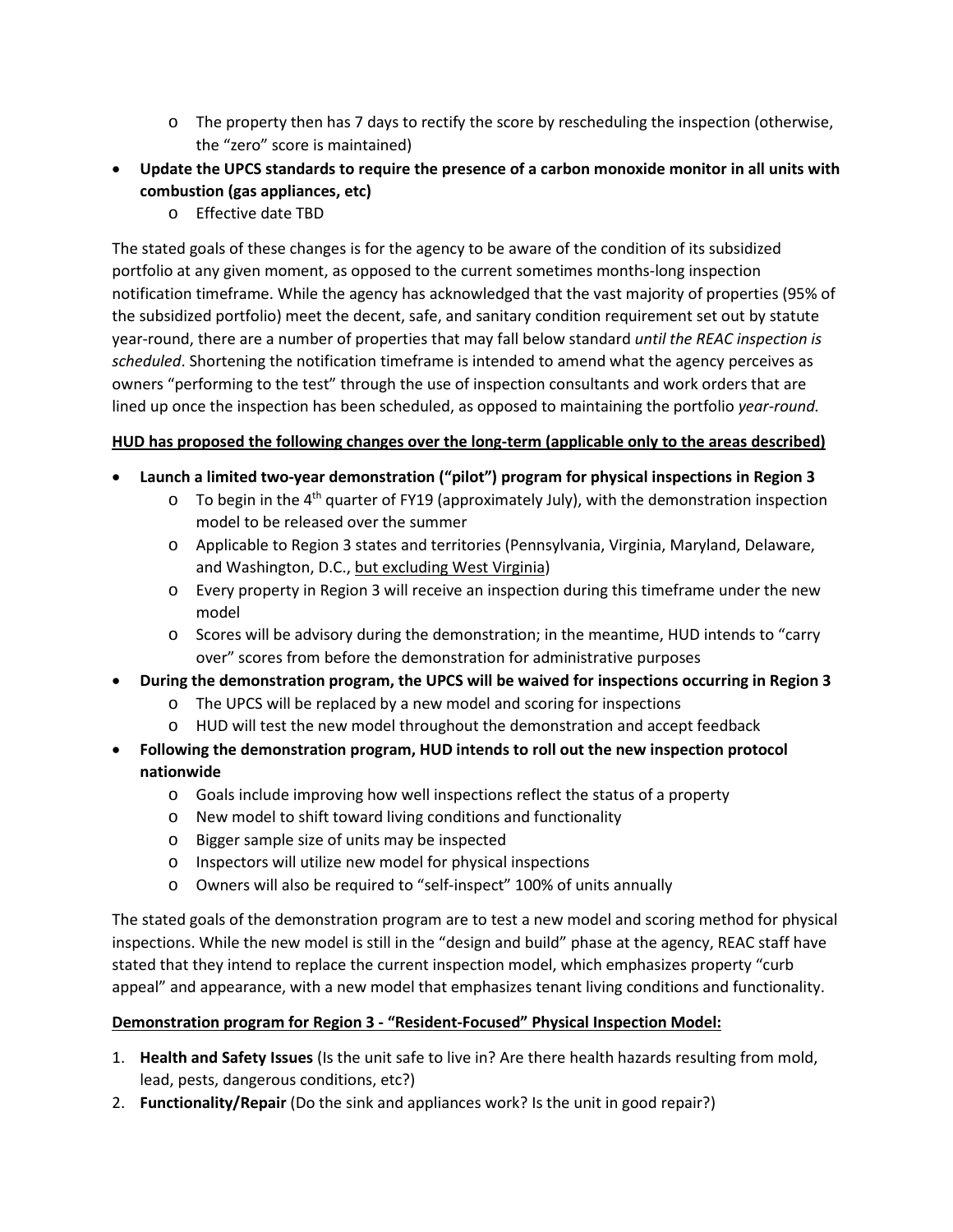- The property then has 7 days to rectify the score by rescheduling the inspection (otherwise, the "zero" score is maintained)
- **Update the UPCS standards to require the presence of a carbon monoxide monitor in all units with combustion (gas appliances, etc)**
  - Effective date TBD

The stated goals of these changes is for the agency to be aware of the condition of its subsidized portfolio at any given moment, as opposed to the current sometimes months-long inspection notification timeframe. While the agency has acknowledged that the vast majority of properties (95% of the subsidized portfolio) meet the decent, safe, and sanitary condition requirement set out by statute year-round, there are a number of properties that may fall below standard *until the REAC inspection is scheduled*. Shortening the notification timeframe is intended to amend what the agency perceives as owners "performing to the test" through the use of inspection consultants and work orders that are lined up once the inspection has been scheduled, as opposed to maintaining the portfolio *year-round.*

**HUD has proposed the following changes over the long-term (applicable only to the areas described)**

- **Launch a limited two-year demonstration ("pilot") program for physical inspections in Region 3**
  - To begin in the 4th quarter of FY19 (approximately July), with the demonstration inspection model to be released over the summer
  - Applicable to Region 3 states and territories (Pennsylvania, Virginia, Maryland, Delaware, and Washington, D.C., but excluding West Virginia)
  - Every property in Region 3 will receive an inspection during this timeframe under the new model
  - Scores will be advisory during the demonstration; in the meantime, HUD intends to "carry over" scores from before the demonstration for administrative purposes
- **During the demonstration program, the UPCS will be waived for inspections occurring in Region 3**
  - The UPCS will be replaced by a new model and scoring for inspections
  - HUD will test the new model throughout the demonstration and accept feedback
- **Following the demonstration program, HUD intends to roll out the new inspection protocol nationwide**
  - Goals include improving how well inspections reflect the status of a property
  - New model to shift toward living conditions and functionality
  - Bigger sample size of units may be inspected
  - Inspectors will utilize new model for physical inspections
  - Owners will also be required to "self-inspect" 100% of units annually

The stated goals of the demonstration program are to test a new model and scoring method for physical inspections. While the new model is still in the "design and build" phase at the agency, REAC staff have stated that they intend to replace the current inspection model, which emphasizes property "curb appeal" and appearance, with a new model that emphasizes tenant living conditions and functionality.

**Demonstration program for Region 3 - "Resident-Focused" Physical Inspection Model:**

1. **Health and Safety Issues** (Is the unit safe to live in? Are there health hazards resulting from mold, lead, pests, dangerous conditions, etc?)
2. **Functionality/Repair** (Do the sink and appliances work? Is the unit in good repair?)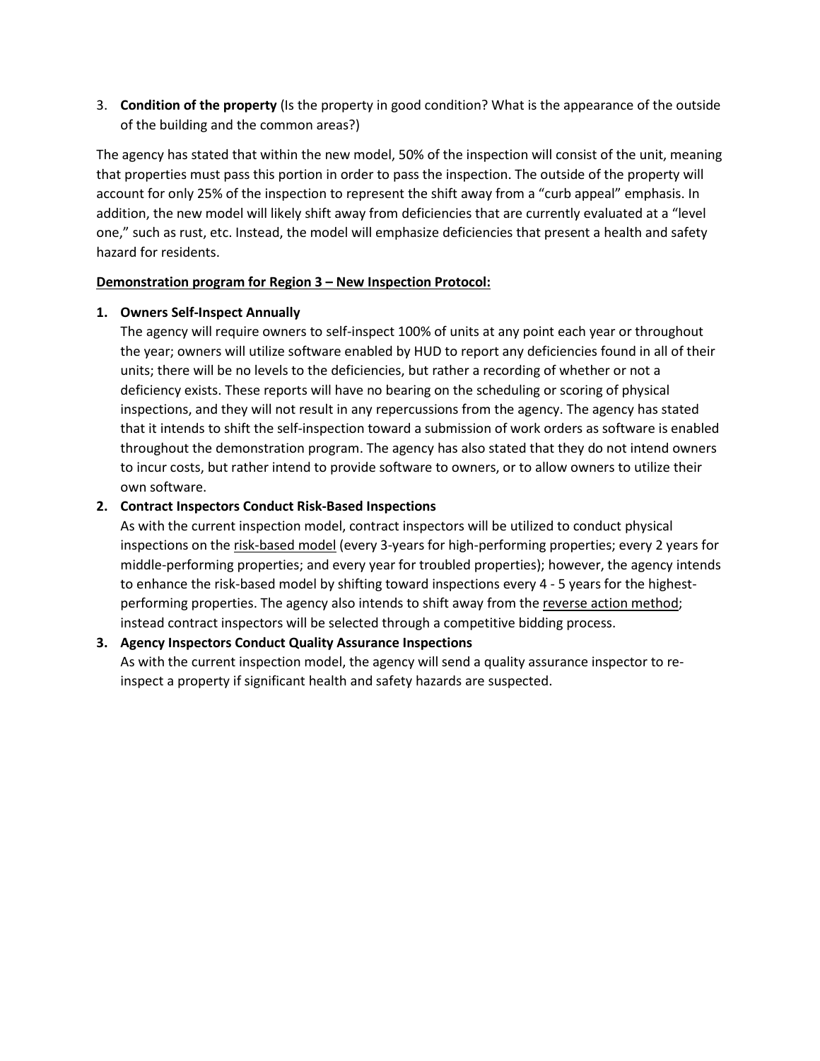3. **Condition of the property** (Is the property in good condition? What is the appearance of the outside of the building and the common areas?)

The agency has stated that within the new model, 50% of the inspection will consist of the unit, meaning that properties must pass this portion in order to pass the inspection. The outside of the property will account for only 25% of the inspection to represent the shift away from a "curb appeal" emphasis. In addition, the new model will likely shift away from deficiencies that are currently evaluated at a "level one," such as rust, etc. Instead, the model will emphasize deficiencies that present a health and safety hazard for residents.

**Demonstration program for Region 3 – New Inspection Protocol:**

1. **Owners Self-Inspect Annually**
   The agency will require owners to self-inspect 100% of units at any point each year or throughout the year; owners will utilize software enabled by HUD to report any deficiencies found in all of their units; there will be no levels to the deficiencies, but rather a recording of whether or not a deficiency exists. These reports will have no bearing on the scheduling or scoring of physical inspections, and they will not result in any repercussions from the agency. The agency has stated that it intends to shift the self-inspection toward a submission of work orders as software is enabled throughout the demonstration program. The agency has also stated that they do not intend owners to incur costs, but rather intend to provide software to owners, or to allow owners to utilize their own software.
2. **Contract Inspectors Conduct Risk-Based Inspections**
   As with the current inspection model, contract inspectors will be utilized to conduct physical inspections on the risk-based model (every 3-years for high-performing properties; every 2 years for middle-performing properties; and every year for troubled properties); however, the agency intends to enhance the risk-based model by shifting toward inspections every 4 - 5 years for the highest-performing properties. The agency also intends to shift away from the reverse action method; instead contract inspectors will be selected through a competitive bidding process.
3. **Agency Inspectors Conduct Quality Assurance Inspections**
   As with the current inspection model, the agency will send a quality assurance inspector to re-inspect a property if significant health and safety hazards are suspected.